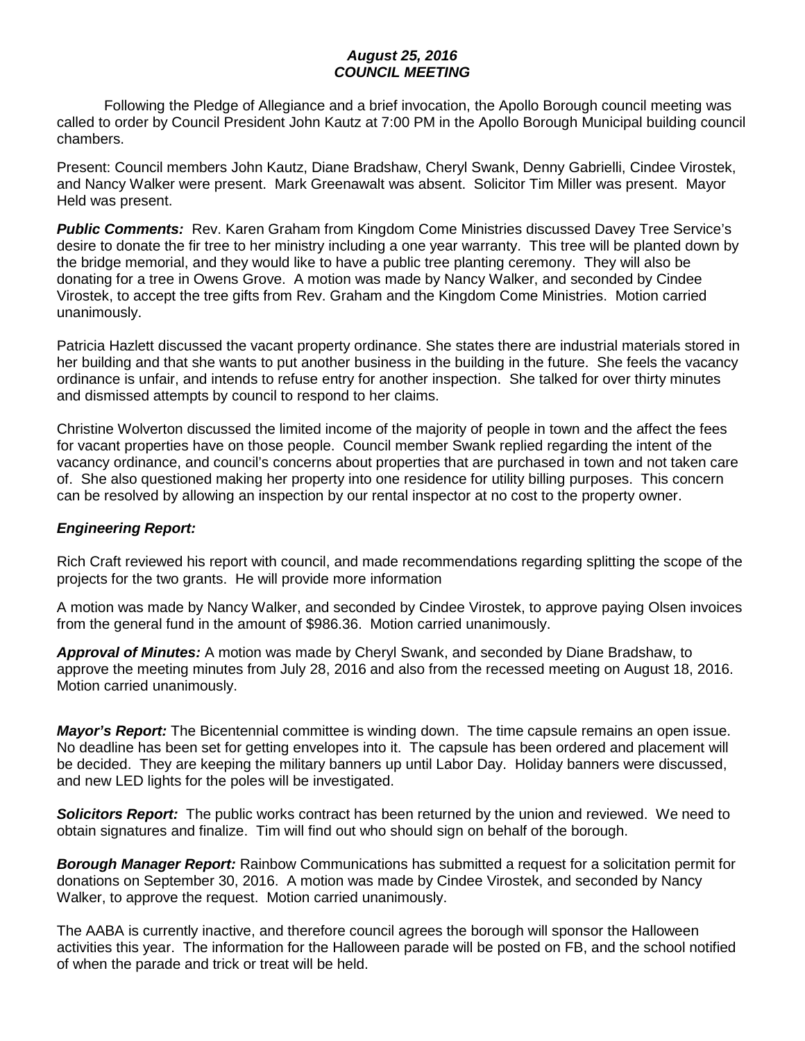***August 25, 2016***
***COUNCIL MEETING***

Following the Pledge of Allegiance and a brief invocation, the Apollo Borough council meeting was called to order by Council President John Kautz at 7:00 PM in the Apollo Borough Municipal building council chambers.

Present: Council members John Kautz, Diane Bradshaw, Cheryl Swank, Denny Gabrielli, Cindee Virostek, and Nancy Walker were present. Mark Greenawalt was absent. Solicitor Tim Miller was present. Mayor Held was present.

***Public Comments:*** Rev. Karen Graham from Kingdom Come Ministries discussed Davey Tree Service's desire to donate the fir tree to her ministry including a one year warranty. This tree will be planted down by the bridge memorial, and they would like to have a public tree planting ceremony. They will also be donating for a tree in Owens Grove. A motion was made by Nancy Walker, and seconded by Cindee Virostek, to accept the tree gifts from Rev. Graham and the Kingdom Come Ministries. Motion carried unanimously.

Patricia Hazlett discussed the vacant property ordinance. She states there are industrial materials stored in her building and that she wants to put another business in the building in the future. She feels the vacancy ordinance is unfair, and intends to refuse entry for another inspection. She talked for over thirty minutes and dismissed attempts by council to respond to her claims.

Christine Wolverton discussed the limited income of the majority of people in town and the affect the fees for vacant properties have on those people. Council member Swank replied regarding the intent of the vacancy ordinance, and council's concerns about properties that are purchased in town and not taken care of. She also questioned making her property into one residence for utility billing purposes. This concern can be resolved by allowing an inspection by our rental inspector at no cost to the property owner.

***Engineering Report:***

Rich Craft reviewed his report with council, and made recommendations regarding splitting the scope of the projects for the two grants. He will provide more information

A motion was made by Nancy Walker, and seconded by Cindee Virostek, to approve paying Olsen invoices from the general fund in the amount of $986.36. Motion carried unanimously.

***Approval of Minutes:*** A motion was made by Cheryl Swank, and seconded by Diane Bradshaw, to approve the meeting minutes from July 28, 2016 and also from the recessed meeting on August 18, 2016. Motion carried unanimously.

***Mayor's Report:*** The Bicentennial committee is winding down. The time capsule remains an open issue. No deadline has been set for getting envelopes into it. The capsule has been ordered and placement will be decided. They are keeping the military banners up until Labor Day. Holiday banners were discussed, and new LED lights for the poles will be investigated.

***Solicitors Report:*** The public works contract has been returned by the union and reviewed. We need to obtain signatures and finalize. Tim will find out who should sign on behalf of the borough.

***Borough Manager Report:*** Rainbow Communications has submitted a request for a solicitation permit for donations on September 30, 2016. A motion was made by Cindee Virostek, and seconded by Nancy Walker, to approve the request. Motion carried unanimously.

The AABA is currently inactive, and therefore council agrees the borough will sponsor the Halloween activities this year. The information for the Halloween parade will be posted on FB, and the school notified of when the parade and trick or treat will be held.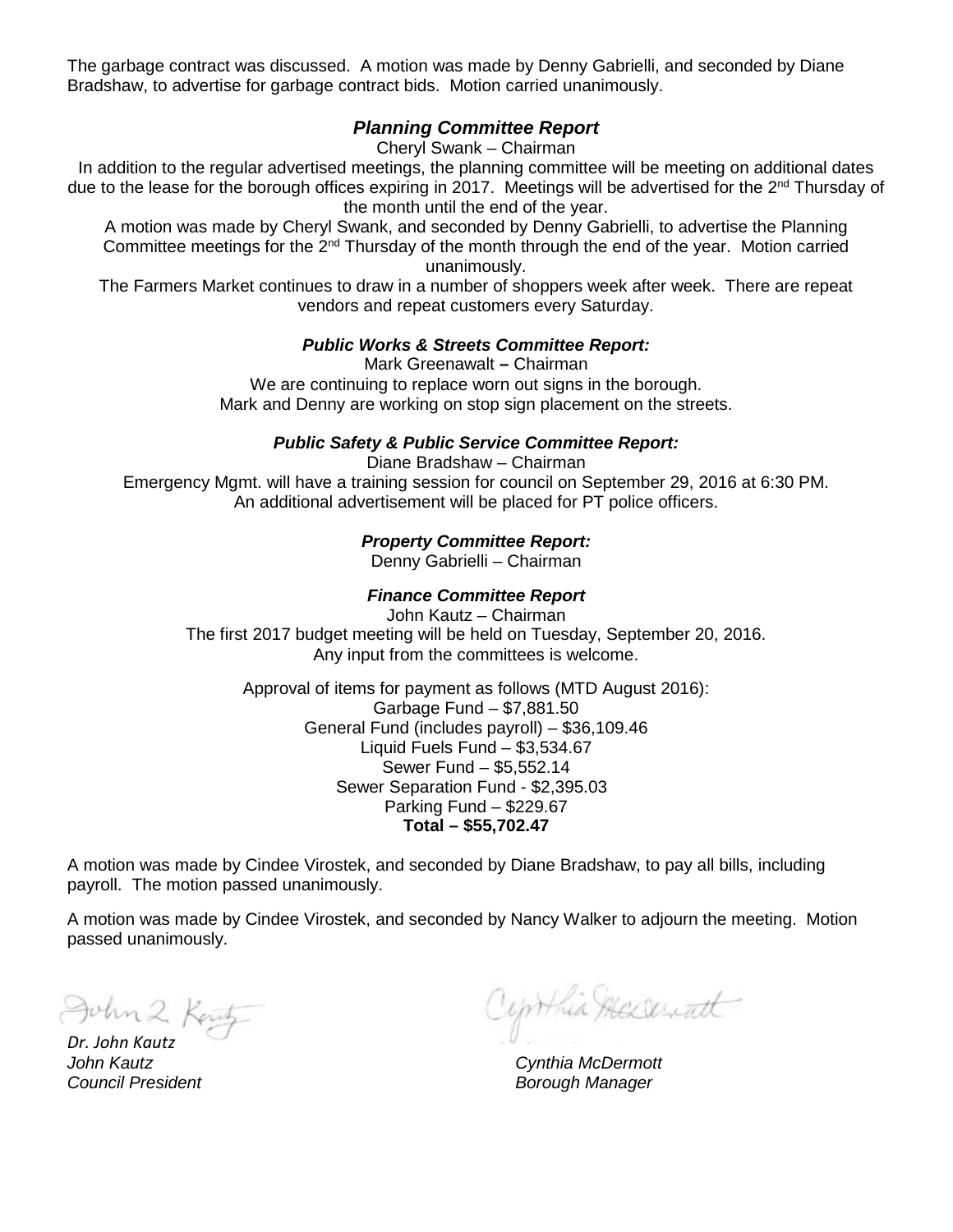The garbage contract was discussed. A motion was made by Denny Gabrielli, and seconded by Diane Bradshaw, to advertise for garbage contract bids. Motion carried unanimously.

### *Planning Committee Report*

Cheryl Swank – Chairman

In addition to the regular advertised meetings, the planning committee will be meeting on additional dates due to the lease for the borough offices expiring in 2017. Meetings will be advertised for the 2nd Thursday of the month until the end of the year.

A motion was made by Cheryl Swank, and seconded by Denny Gabrielli, to advertise the Planning Committee meetings for the 2nd Thursday of the month through the end of the year. Motion carried unanimously.

The Farmers Market continues to draw in a number of shoppers week after week. There are repeat vendors and repeat customers every Saturday.

### *Public Works & Streets Committee Report:*

Mark Greenawalt **–** Chairman

We are continuing to replace worn out signs in the borough.

Mark and Denny are working on stop sign placement on the streets.

### *Public Safety & Public Service Committee Report:*

Diane Bradshaw – Chairman

Emergency Mgmt. will have a training session for council on September 29, 2016 at 6:30 PM.

An additional advertisement will be placed for PT police officers.

### *Property Committee Report:*

Denny Gabrielli – Chairman

### *Finance Committee Report*

John Kautz – Chairman

The first 2017 budget meeting will be held on Tuesday, September 20, 2016.

Any input from the committees is welcome.

Approval of items for payment as follows (MTD August 2016):

Garbage Fund – $7,881.50
General Fund (includes payroll) – $36,109.46
Liquid Fuels Fund – $3,534.67
Sewer Fund – $5,552.14
Sewer Separation Fund - $2,395.03
Parking Fund – $229.67
**Total – $55,702.47**

A motion was made by Cindee Virostek, and seconded by Diane Bradshaw, to pay all bills, including payroll. The motion passed unanimously.

A motion was made by Cindee Virostek, and seconded by Nancy Walker to adjourn the meeting. Motion passed unanimously.

*Dr. John Kautz*
*John Kautz*
*Council President*

*Cynthia McDermott*
*Borough Manager*